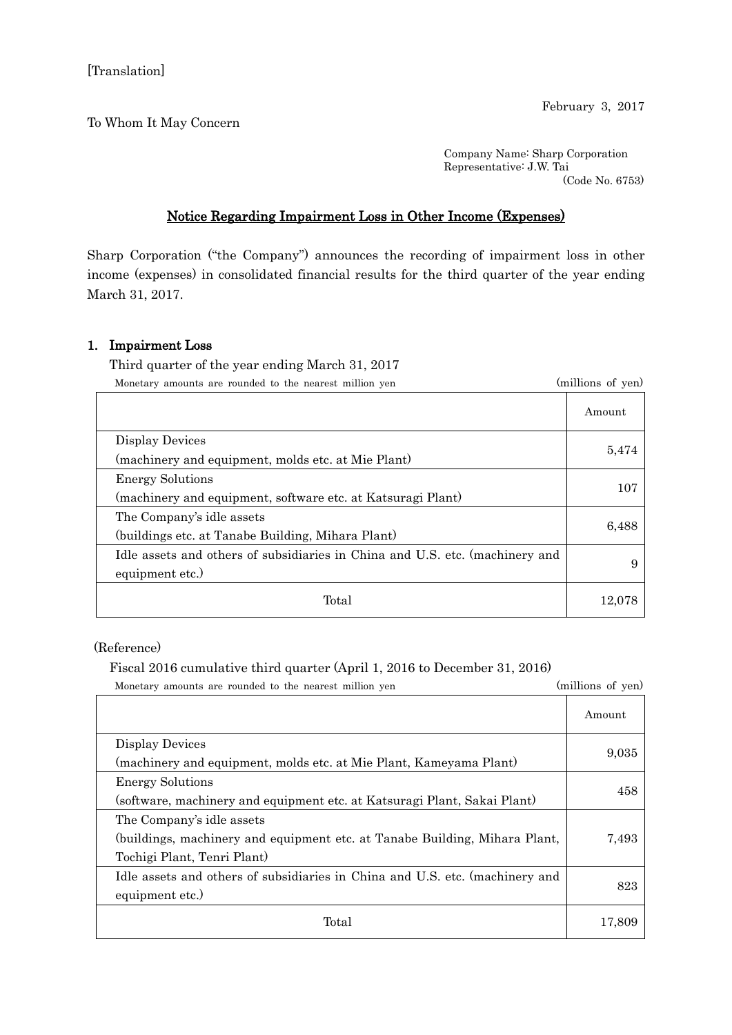[Translation]

February 3, 2017

To Whom It May Concern

Company Name: Sharp Corporation
Representative: J.W. Tai
(Code No. 6753)

# Notice Regarding Impairment Loss in Other Income (Expenses)

Sharp Corporation ("the Company") announces the recording of impairment loss in other income (expenses) in consolidated financial results for the third quarter of the year ending March 31, 2017.

## 1. Impairment Loss

Third quarter of the year ending March 31, 2017

Monetary amounts are rounded to the nearest million yen (millions of yen)

| | Amount |
|---|---|
| Display Devices<br>(machinery and equipment, molds etc. at Mie Plant) | 5,474 |
| Energy Solutions<br>(machinery and equipment, software etc. at Katsuragi Plant) | 107 |
| The Company's idle assets<br>(buildings etc. at Tanabe Building, Mihara Plant) | 6,488 |
| Idle assets and others of subsidiaries in China and U.S. etc. (machinery and equipment etc.) | 9 |
| Total | 12,078 |

(Reference)

Fiscal 2016 cumulative third quarter (April 1, 2016 to December 31, 2016)

Monetary amounts are rounded to the nearest million yen (millions of yen)

| | Amount |
|---|---|
| Display Devices<br>(machinery and equipment, molds etc. at Mie Plant, Kameyama Plant) | 9,035 |
| Energy Solutions<br>(software, machinery and equipment etc. at Katsuragi Plant, Sakai Plant) | 458 |
| The Company's idle assets<br>(buildings, machinery and equipment etc. at Tanabe Building, Mihara Plant, Tochigi Plant, Tenri Plant) | 7,493 |
| Idle assets and others of subsidiaries in China and U.S. etc. (machinery and equipment etc.) | 823 |
| Total | 17,809 |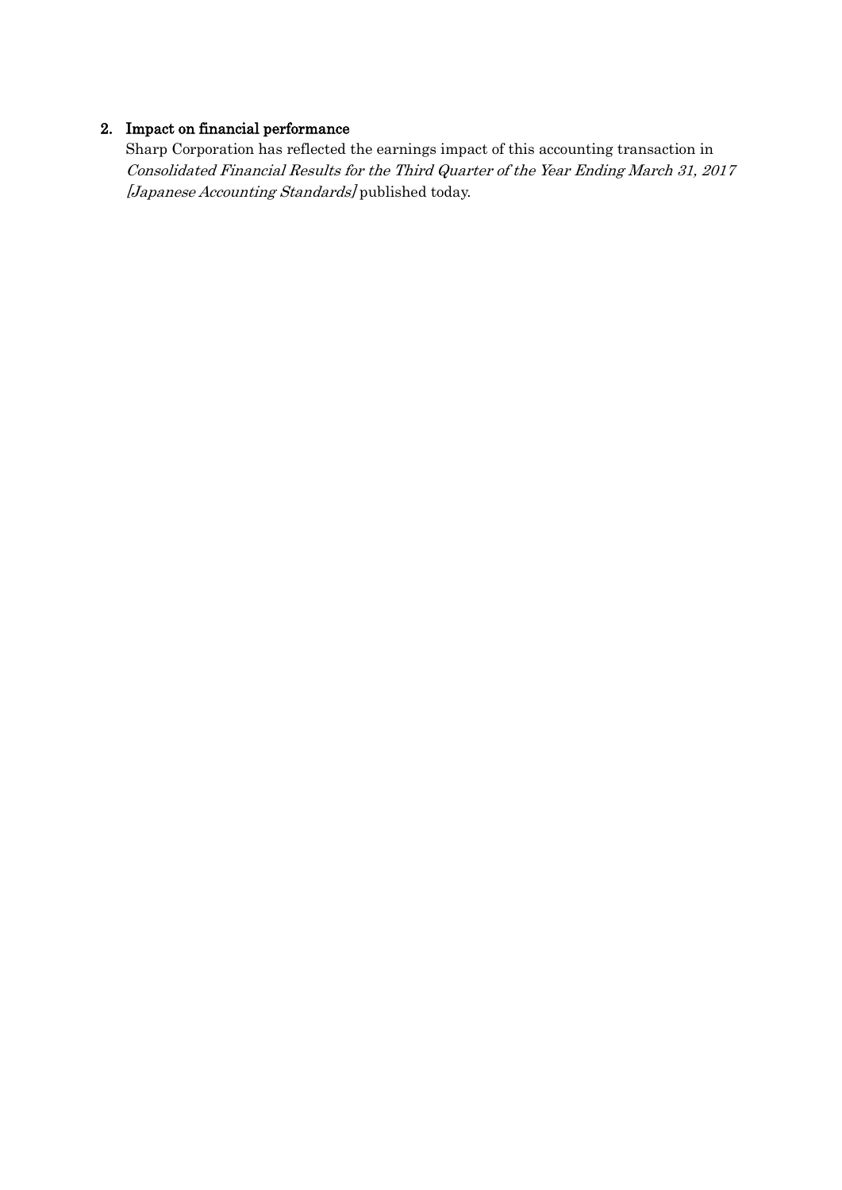## 2. Impact on financial performance

Sharp Corporation has reflected the earnings impact of this accounting transaction in *Consolidated Financial Results for the Third Quarter of the Year Ending March 31, 2017 [Japanese Accounting Standards]* published today.